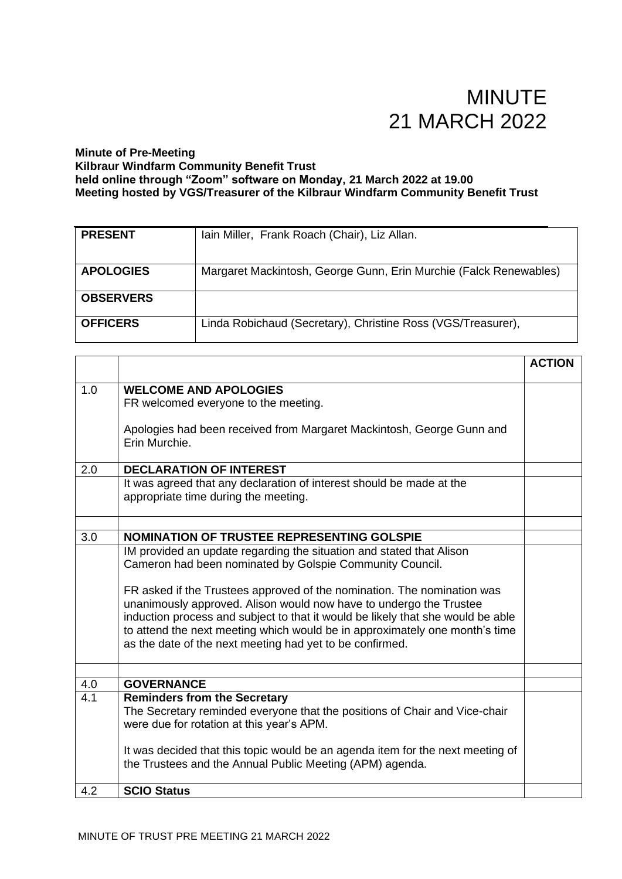# MINUTE
# 21 MARCH 2022

**Minute of Pre-Meeting**
**Kilbraur Windfarm Community Benefit Trust**
**held online through "Zoom" software on Monday, 21 March 2022 at 19.00**
**Meeting hosted by VGS/Treasurer of the Kilbraur Windfarm Community Benefit Trust**

| | |
|---|---|
| **PRESENT** | Iain Miller, Frank Roach (Chair), Liz Allan. |
| **APOLOGIES** | Margaret Mackintosh, George Gunn, Erin Murchie (Falck Renewables) |
| **OBSERVERS** | |
| **OFFICERS** | Linda Robichaud (Secretary), Christine Ross (VGS/Treasurer), |

| | | **ACTION** |
|---|---|---|
| 1.0 | **WELCOME AND APOLOGIES**<br>FR welcomed everyone to the meeting.<br><br>Apologies had been received from Margaret Mackintosh, George Gunn and Erin Murchie. | |
| 2.0 | **DECLARATION OF INTEREST** | |
| | It was agreed that any declaration of interest should be made at the appropriate time during the meeting. | |
| | | |
| 3.0 | **NOMINATION OF TRUSTEE REPRESENTING GOLSPIE** | |
| | IM provided an update regarding the situation and stated that Alison Cameron had been nominated by Golspie Community Council.<br><br>FR asked if the Trustees approved of the nomination. The nomination was unanimously approved. Alison would now have to undergo the Trustee induction process and subject to that it would be likely that she would be able to attend the next meeting which would be in approximately one month's time as the date of the next meeting had yet to be confirmed. | |
| | | |
| 4.0 | **GOVERNANCE** | |
| 4.1 | **Reminders from the Secretary**<br>The Secretary reminded everyone that the positions of Chair and Vice-chair were due for rotation at this year's APM.<br><br>It was decided that this topic would be an agenda item for the next meeting of the Trustees and the Annual Public Meeting (APM) agenda. | |
| 4.2 | **SCIO Status** | |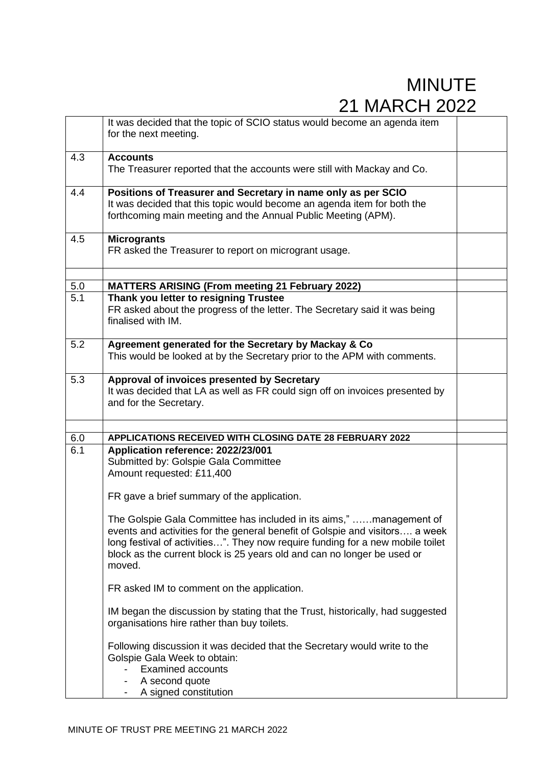# MINUTE
# 21 MARCH 2022

| | | |
|---|---|---|
| | It was decided that the topic of SCIO status would become an agenda item for the next meeting. | |
| 4.3 | **Accounts**<br>The Treasurer reported that the accounts were still with Mackay and Co. | |
| 4.4 | **Positions of Treasurer and Secretary in name only as per SCIO**<br>It was decided that this topic would become an agenda item for both the forthcoming main meeting and the Annual Public Meeting (APM). | |
| 4.5 | **Microgrants**<br>FR asked the Treasurer to report on microgrant usage. | |
| | | |
| 5.0 | **MATTERS ARISING (From meeting 21 February 2022)** | |
| 5.1 | **Thank you letter to resigning Trustee**<br>FR asked about the progress of the letter. The Secretary said it was being finalised with IM. | |
| 5.2 | **Agreement generated for the Secretary by Mackay & Co**<br>This would be looked at by the Secretary prior to the APM with comments. | |
| 5.3 | **Approval of invoices presented by Secretary**<br>It was decided that LA as well as FR could sign off on invoices presented by and for the Secretary. | |
| | | |
| 6.0 | **APPLICATIONS RECEIVED WITH CLOSING DATE 28 FEBRUARY 2022** | |
| 6.1 | **Application reference: 2022/23/001**<br>Submitted by: Golspie Gala Committee<br>Amount requested: £11,400<br><br>FR gave a brief summary of the application.<br><br>The Golspie Gala Committee has included in its aims," ……management of events and activities for the general benefit of Golspie and visitors…. a week long festival of activities…". They now require funding for a new mobile toilet block as the current block is 25 years old and can no longer be used or moved.<br><br>FR asked IM to comment on the application.<br><br>IM began the discussion by stating that the Trust, historically, had suggested organisations hire rather than buy toilets.<br><br>Following discussion it was decided that the Secretary would write to the Golspie Gala Week to obtain:<br>- Examined accounts<br>- A second quote<br>- A signed constitution | |

MINUTE OF TRUST PRE MEETING 21 MARCH 2022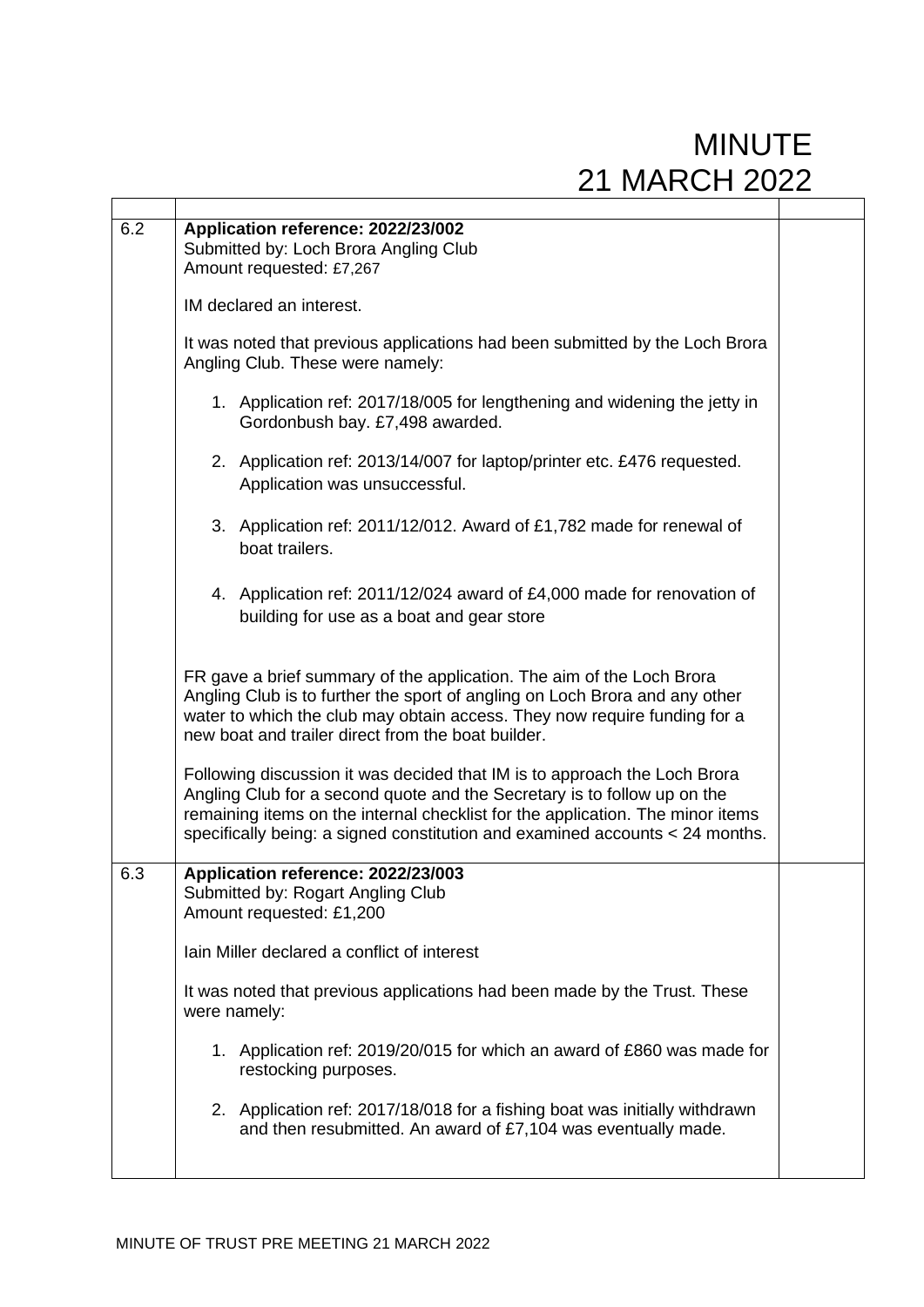# MINUTE
# 21 MARCH 2022

| | | |
|---|---|---|
| 6.2 | **Application reference: 2022/23/002**<br>Submitted by: Loch Brora Angling Club<br>Amount requested: £7,267<br><br>IM declared an interest.<br><br>It was noted that previous applications had been submitted by the Loch Brora Angling Club. These were namely:<br><br>1. Application ref: 2017/18/005 for lengthening and widening the jetty in Gordonbush bay. £7,498 awarded.<br>2. Application ref: 2013/14/007 for laptop/printer etc. £476 requested. Application was unsuccessful.<br>3. Application ref: 2011/12/012. Award of £1,782 made for renewal of boat trailers.<br>4. Application ref: 2011/12/024 award of £4,000 made for renovation of building for use as a boat and gear store<br><br>FR gave a brief summary of the application. The aim of the Loch Brora Angling Club is to further the sport of angling on Loch Brora and any other water to which the club may obtain access. They now require funding for a new boat and trailer direct from the boat builder.<br><br>Following discussion it was decided that IM is to approach the Loch Brora Angling Club for a second quote and the Secretary is to follow up on the remaining items on the internal checklist for the application. The minor items specifically being: a signed constitution and examined accounts < 24 months. | |
| 6.3 | **Application reference: 2022/23/003**<br>Submitted by: Rogart Angling Club<br>Amount requested: £1,200<br><br>Iain Miller declared a conflict of interest<br><br>It was noted that previous applications had been made by the Trust. These were namely:<br><br>1. Application ref: 2019/20/015 for which an award of £860 was made for restocking purposes.<br>2. Application ref: 2017/18/018 for a fishing boat was initially withdrawn and then resubmitted. An award of £7,104 was eventually made. | |

MINUTE OF TRUST PRE MEETING 21 MARCH 2022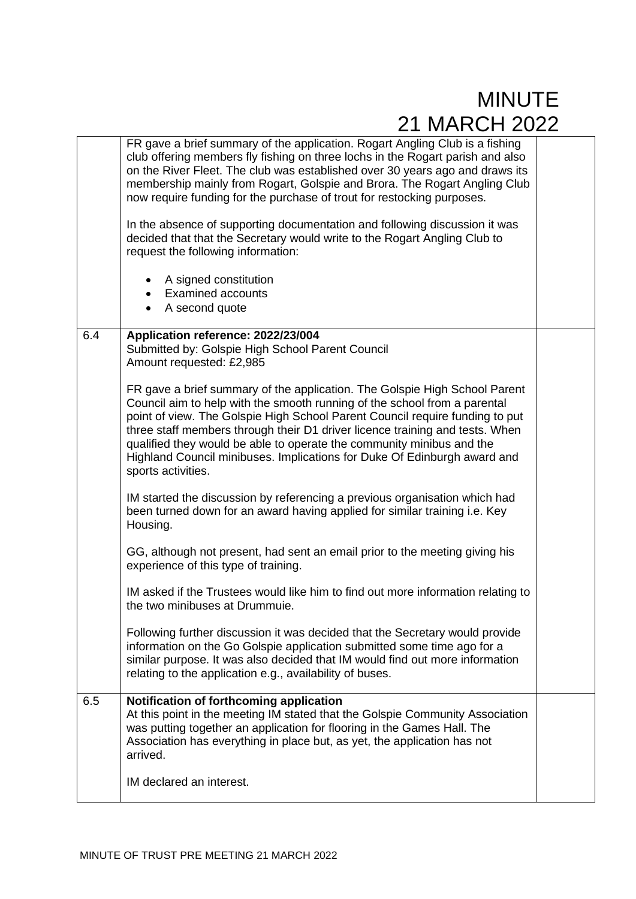# MINUTE
# 21 MARCH 2022

| | | |
|---|---|---|
| | FR gave a brief summary of the application. Rogart Angling Club is a fishing club offering members fly fishing on three lochs in the Rogart parish and also on the River Fleet. The club was established over 30 years ago and draws its membership mainly from Rogart, Golspie and Brora. The Rogart Angling Club now require funding for the purchase of trout for restocking purposes.<br><br>In the absence of supporting documentation and following discussion it was decided that that the Secretary would write to the Rogart Angling Club to request the following information:<br><br>• A signed constitution<br>• Examined accounts<br>• A second quote | |
| 6.4 | **Application reference: 2022/23/004**<br>Submitted by: Golspie High School Parent Council<br>Amount requested: £2,985<br><br>FR gave a brief summary of the application. The Golspie High School Parent Council aim to help with the smooth running of the school from a parental point of view. The Golspie High School Parent Council require funding to put three staff members through their D1 driver licence training and tests. When qualified they would be able to operate the community minibus and the Highland Council minibuses. Implications for Duke Of Edinburgh award and sports activities.<br><br>IM started the discussion by referencing a previous organisation which had been turned down for an award having applied for similar training i.e. Key Housing.<br><br>GG, although not present, had sent an email prior to the meeting giving his experience of this type of training.<br><br>IM asked if the Trustees would like him to find out more information relating to the two minibuses at Drummuie.<br><br>Following further discussion it was decided that the Secretary would provide information on the Go Golspie application submitted some time ago for a similar purpose. It was also decided that IM would find out more information relating to the application e.g., availability of buses. | |
| 6.5 | **Notification of forthcoming application**<br>At this point in the meeting IM stated that the Golspie Community Association was putting together an application for flooring in the Games Hall. The Association has everything in place but, as yet, the application has not arrived.<br><br>IM declared an interest. | |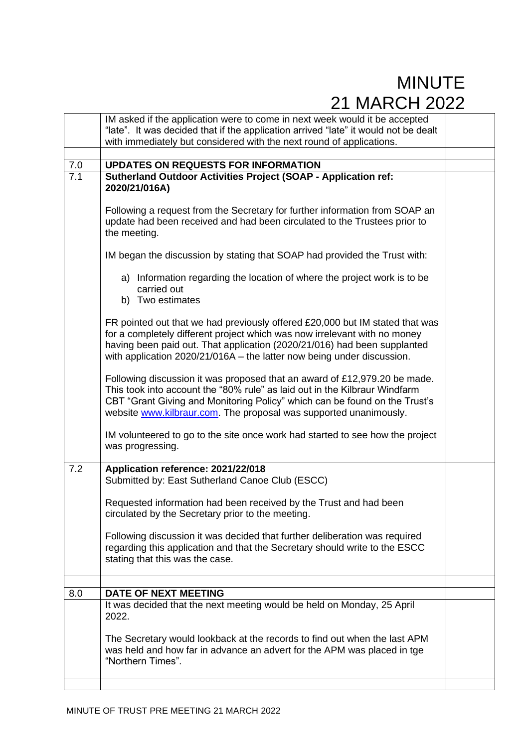| | | |
|---|---|---|
| | IM asked if the application were to come in next week would it be accepted "late". It was decided that if the application arrived "late" it would not be dealt with immediately but considered with the next round of applications. | |
| | | |
| 7.0 | **UPDATES ON REQUESTS FOR INFORMATION** | |
| 7.1 | **Sutherland Outdoor Activities Project (SOAP - Application ref: 2020/21/016A)**<br><br>Following a request from the Secretary for further information from SOAP an update had been received and had been circulated to the Trustees prior to the meeting.<br><br>IM began the discussion by stating that SOAP had provided the Trust with:<br><br>a) Information regarding the location of where the project work is to be carried out<br>b) Two estimates<br><br>FR pointed out that we had previously offered £20,000 but IM stated that was for a completely different project which was now irrelevant with no money having been paid out. That application (2020/21/016) had been supplanted with application 2020/21/016A – the latter now being under discussion.<br><br>Following discussion it was proposed that an award of £12,979.20 be made. This took into account the "80% rule" as laid out in the Kilbraur Windfarm CBT "Grant Giving and Monitoring Policy" which can be found on the Trust's website www.kilbraur.com. The proposal was supported unanimously.<br><br>IM volunteered to go to the site once work had started to see how the project was progressing. | |
| 7.2 | **Application reference: 2021/22/018**<br>Submitted by: East Sutherland Canoe Club (ESCC)<br><br>Requested information had been received by the Trust and had been circulated by the Secretary prior to the meeting.<br><br>Following discussion it was decided that further deliberation was required regarding this application and that the Secretary should write to the ESCC stating that this was the case. | |
| | | |
| 8.0 | **DATE OF NEXT MEETING** | |
| | It was decided that the next meeting would be held on Monday, 25 April 2022.<br><br>The Secretary would lookback at the records to find out when the last APM was held and how far in advance an advert for the APM was placed in tge "Northern Times". | |
| | | |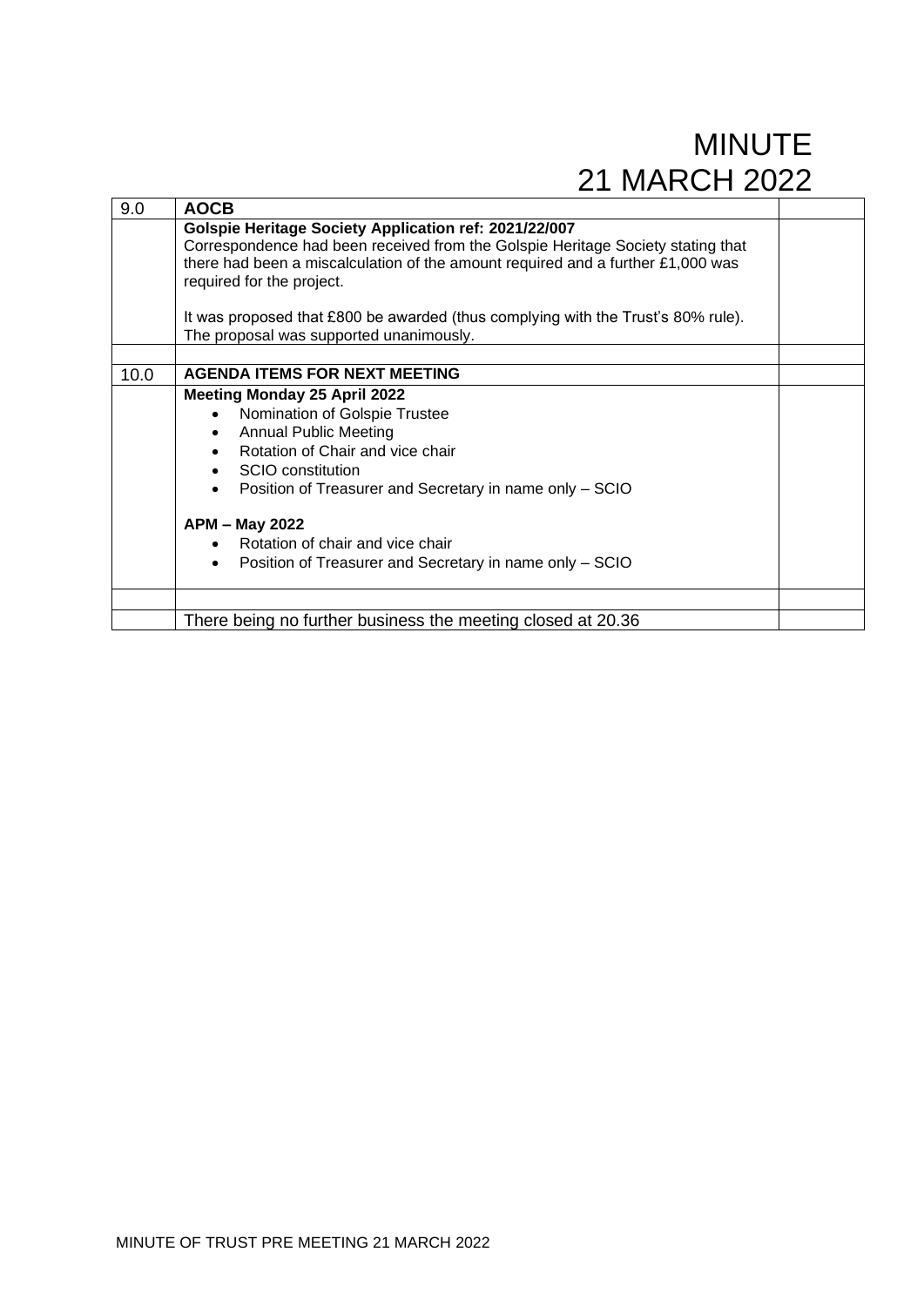# MINUTE
# 21 MARCH 2022

| | | |
|---|---|---|
| 9.0 | **AOCB** | |
| | **Golspie Heritage Society Application ref: 2021/22/007**<br>Correspondence had been received from the Golspie Heritage Society stating that there had been a miscalculation of the amount required and a further £1,000 was required for the project.<br><br>It was proposed that £800 be awarded (thus complying with the Trust's 80% rule). The proposal was supported unanimously. | |
| | | |
| 10.0 | **AGENDA ITEMS FOR NEXT MEETING** | |
| | **Meeting Monday 25 April 2022**<br>• Nomination of Golspie Trustee<br>• Annual Public Meeting<br>• Rotation of Chair and vice chair<br>• SCIO constitution<br>• Position of Treasurer and Secretary in name only – SCIO<br><br>**APM – May 2022**<br>• Rotation of chair and vice chair<br>• Position of Treasurer and Secretary in name only – SCIO | |
| | | |
| | There being no further business the meeting closed at 20.36 | |